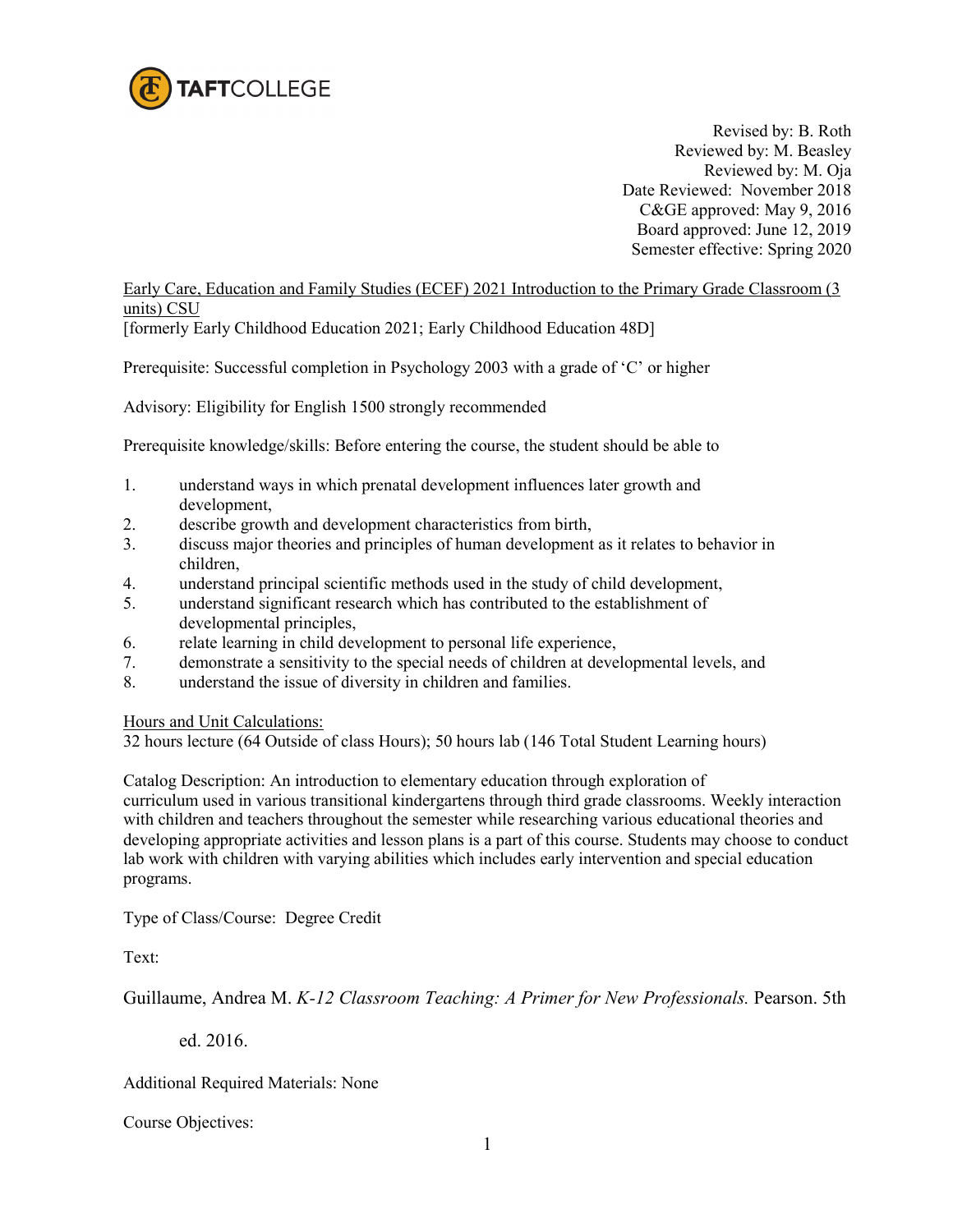Revised by: B. Roth
Reviewed by: M. Beasley
Reviewed by: M. Oja
Date Reviewed: November 2018
C&GE approved: May 9, 2016
Board approved: June 12, 2019
Semester effective: Spring 2020

Early Care, Education and Family Studies (ECEF) 2021 Introduction to the Primary Grade Classroom (3 units) CSU
[formerly Early Childhood Education 2021; Early Childhood Education 48D]

Prerequisite: Successful completion in Psychology 2003 with a grade of 'C' or higher

Advisory: Eligibility for English 1500 strongly recommended

Prerequisite knowledge/skills: Before entering the course, the student should be able to

1. understand ways in which prenatal development influences later growth and development,
2. describe growth and development characteristics from birth,
3. discuss major theories and principles of human development as it relates to behavior in children,
4. understand principal scientific methods used in the study of child development,
5. understand significant research which has contributed to the establishment of developmental principles,
6. relate learning in child development to personal life experience,
7. demonstrate a sensitivity to the special needs of children at developmental levels, and
8. understand the issue of diversity in children and families.

Hours and Unit Calculations:
32 hours lecture (64 Outside of class Hours); 50 hours lab (146 Total Student Learning hours)

Catalog Description: An introduction to elementary education through exploration of curriculum used in various transitional kindergartens through third grade classrooms. Weekly interaction with children and teachers throughout the semester while researching various educational theories and developing appropriate activities and lesson plans is a part of this course. Students may choose to conduct lab work with children with varying abilities which includes early intervention and special education programs.

Type of Class/Course: Degree Credit

Text:

Guillaume, Andrea M. *K-12 Classroom Teaching: A Primer for New Professionals.* Pearson. 5th ed. 2016.

Additional Required Materials: None

Course Objectives: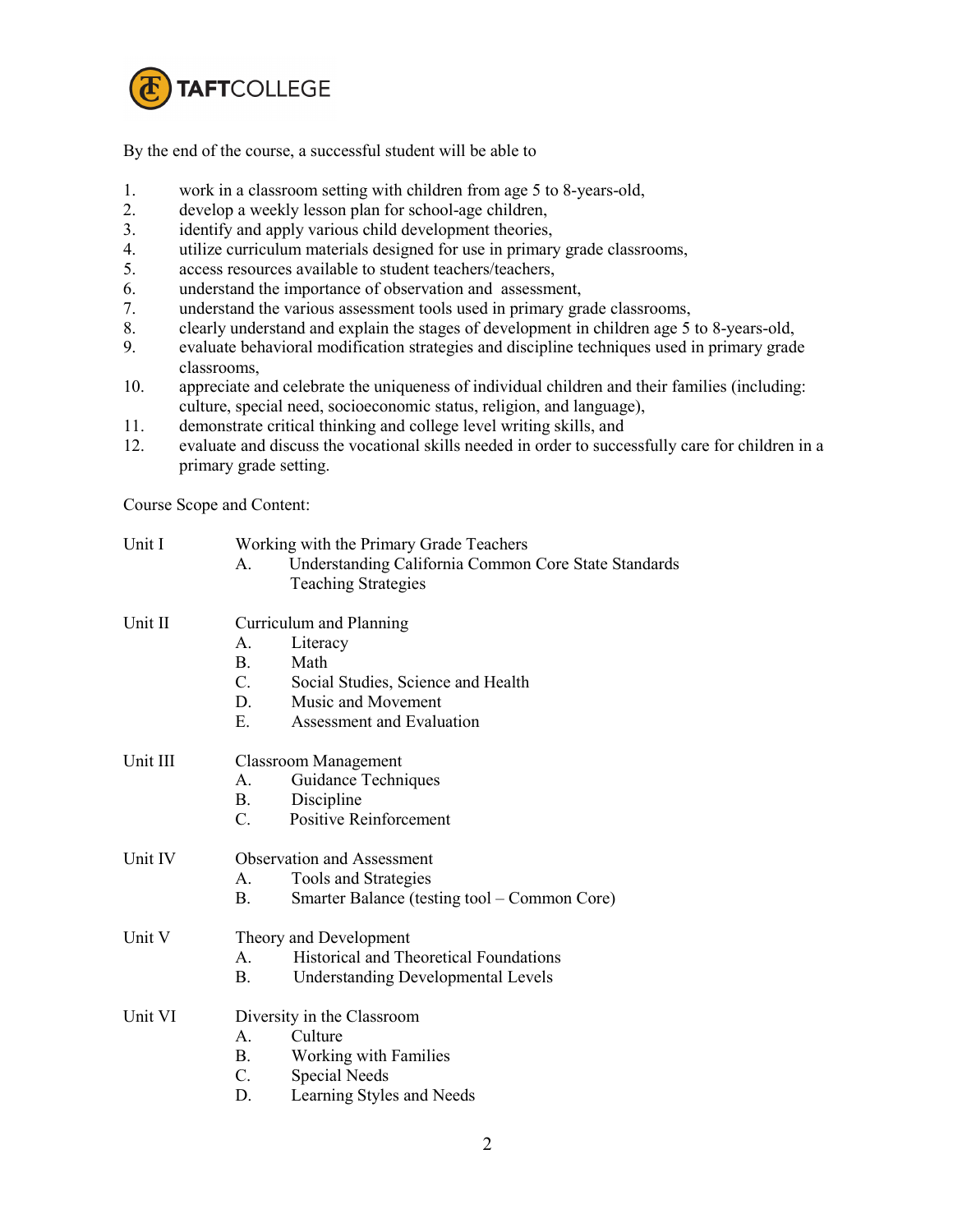By the end of the course, a successful student will be able to

1. work in a classroom setting with children from age 5 to 8-years-old,
2. develop a weekly lesson plan for school-age children,
3. identify and apply various child development theories,
4. utilize curriculum materials designed for use in primary grade classrooms,
5. access resources available to student teachers/teachers,
6. understand the importance of observation and assessment,
7. understand the various assessment tools used in primary grade classrooms,
8. clearly understand and explain the stages of development in children age 5 to 8-years-old,
9. evaluate behavioral modification strategies and discipline techniques used in primary grade classrooms,
10. appreciate and celebrate the uniqueness of individual children and their families (including: culture, special need, socioeconomic status, religion, and language),
11. demonstrate critical thinking and college level writing skills, and
12. evaluate and discuss the vocational skills needed in order to successfully care for children in a primary grade setting.

Course Scope and Content:

Unit I — Working with the Primary Grade Teachers
- A. Understanding California Common Core State Standards Teaching Strategies

Unit II — Curriculum and Planning
- A. Literacy
- B. Math
- C. Social Studies, Science and Health
- D. Music and Movement
- E. Assessment and Evaluation

Unit III — Classroom Management
- A. Guidance Techniques
- B. Discipline
- C. Positive Reinforcement

Unit IV — Observation and Assessment
- A. Tools and Strategies
- B. Smarter Balance (testing tool – Common Core)

Unit V — Theory and Development
- A. Historical and Theoretical Foundations
- B. Understanding Developmental Levels

Unit VI — Diversity in the Classroom
- A. Culture
- B. Working with Families
- C. Special Needs
- D. Learning Styles and Needs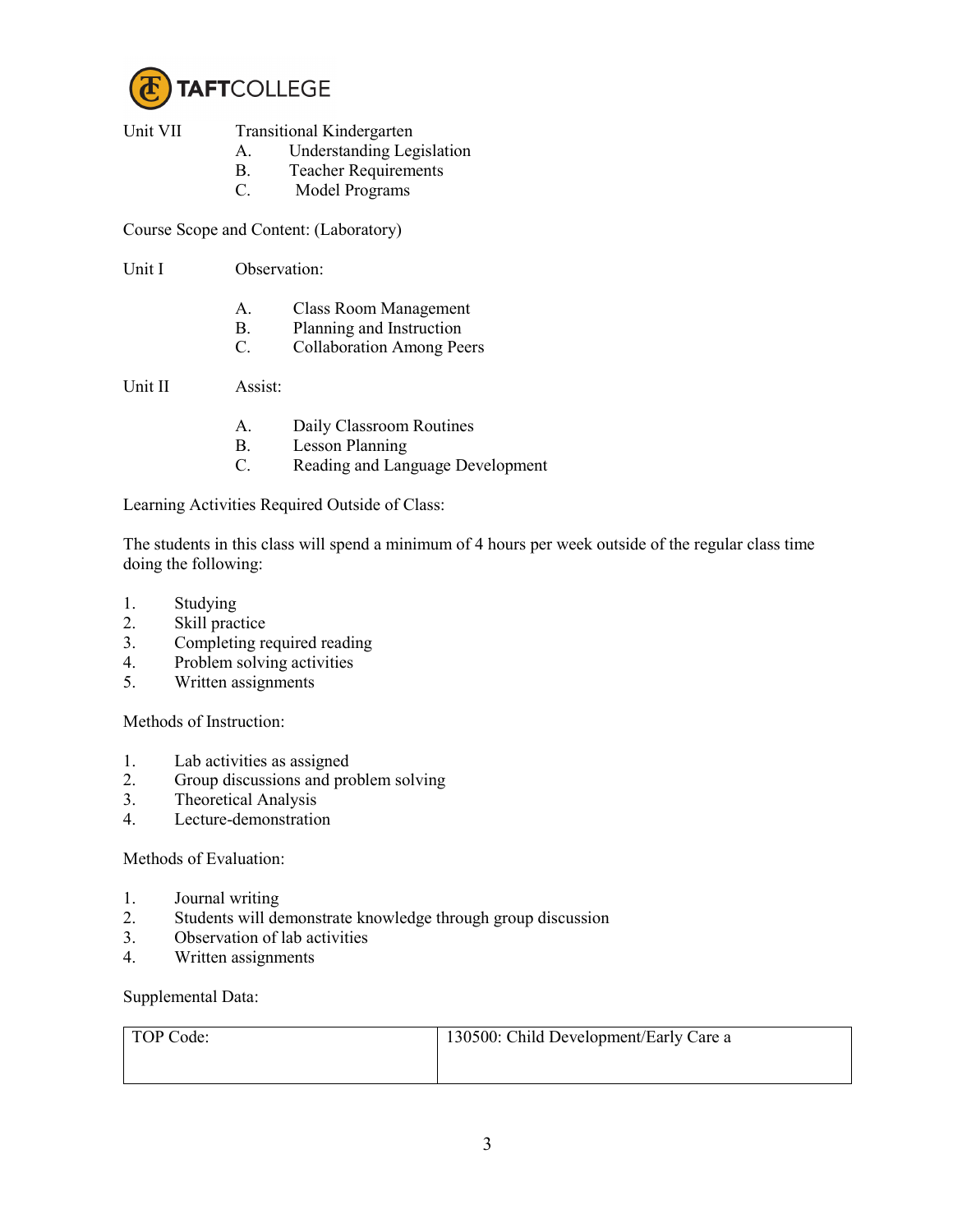Unit VII Transitional Kindergarten

A. Understanding Legislation
B. Teacher Requirements
C. Model Programs

Course Scope and Content: (Laboratory)

Unit I Observation:

A. Class Room Management
B. Planning and Instruction
C. Collaboration Among Peers

Unit II Assist:

A. Daily Classroom Routines
B. Lesson Planning
C. Reading and Language Development

Learning Activities Required Outside of Class:

The students in this class will spend a minimum of 4 hours per week outside of the regular class time doing the following:

1. Studying
2. Skill practice
3. Completing required reading
4. Problem solving activities
5. Written assignments

Methods of Instruction:

1. Lab activities as assigned
2. Group discussions and problem solving
3. Theoretical Analysis
4. Lecture-demonstration

Methods of Evaluation:

1. Journal writing
2. Students will demonstrate knowledge through group discussion
3. Observation of lab activities
4. Written assignments

Supplemental Data:

| TOP Code: | 130500: Child Development/Early Care a |
|---|---|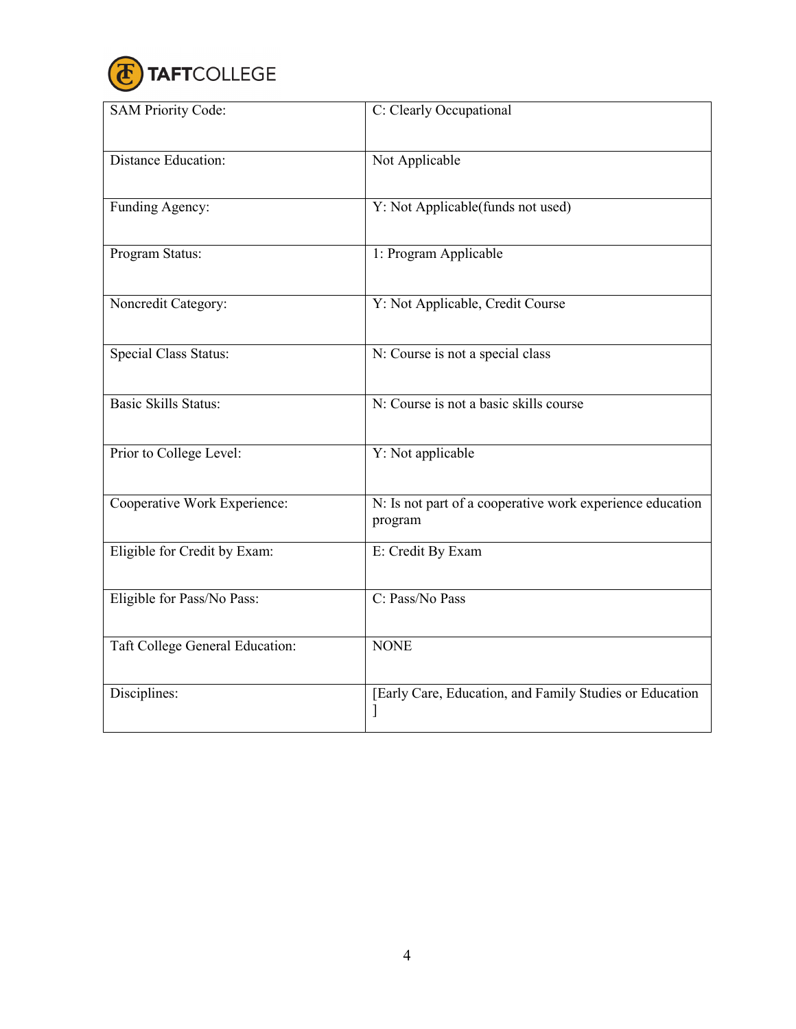| | |
|---|---|
| SAM Priority Code: | C: Clearly Occupational |
| Distance Education: | Not Applicable |
| Funding Agency: | Y: Not Applicable(funds not used) |
| Program Status: | 1: Program Applicable |
| Noncredit Category: | Y: Not Applicable, Credit Course |
| Special Class Status: | N: Course is not a special class |
| Basic Skills Status: | N: Course is not a basic skills course |
| Prior to College Level: | Y: Not applicable |
| Cooperative Work Experience: | N: Is not part of a cooperative work experience education program |
| Eligible for Credit by Exam: | E: Credit By Exam |
| Eligible for Pass/No Pass: | C: Pass/No Pass |
| Taft College General Education: | NONE |
| Disciplines: | [Early Care, Education, and Family Studies or Education ] |